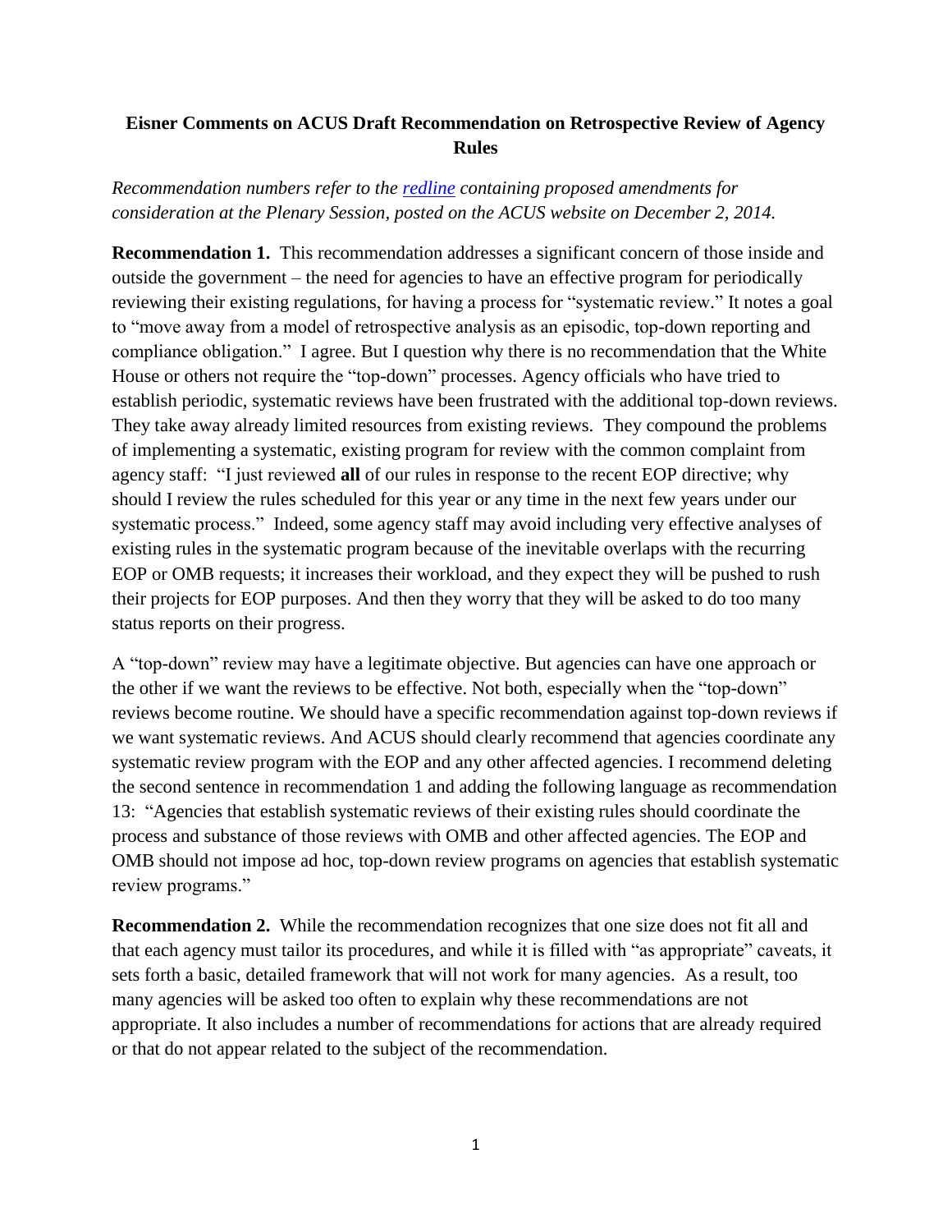**Eisner Comments on ACUS Draft Recommendation on Retrospective Review of Agency Rules**

*Recommendation numbers refer to the [redline](redline) containing proposed amendments for consideration at the Plenary Session, posted on the ACUS website on December 2, 2014.*

**Recommendation 1.** This recommendation addresses a significant concern of those inside and outside the government – the need for agencies to have an effective program for periodically reviewing their existing regulations, for having a process for "systematic review." It notes a goal to "move away from a model of retrospective analysis as an episodic, top-down reporting and compliance obligation." I agree. But I question why there is no recommendation that the White House or others not require the "top-down" processes. Agency officials who have tried to establish periodic, systematic reviews have been frustrated with the additional top-down reviews. They take away already limited resources from existing reviews. They compound the problems of implementing a systematic, existing program for review with the common complaint from agency staff: "I just reviewed **all** of our rules in response to the recent EOP directive; why should I review the rules scheduled for this year or any time in the next few years under our systematic process." Indeed, some agency staff may avoid including very effective analyses of existing rules in the systematic program because of the inevitable overlaps with the recurring EOP or OMB requests; it increases their workload, and they expect they will be pushed to rush their projects for EOP purposes. And then they worry that they will be asked to do too many status reports on their progress.

A "top-down" review may have a legitimate objective. But agencies can have one approach or the other if we want the reviews to be effective. Not both, especially when the "top-down" reviews become routine. We should have a specific recommendation against top-down reviews if we want systematic reviews. And ACUS should clearly recommend that agencies coordinate any systematic review program with the EOP and any other affected agencies. I recommend deleting the second sentence in recommendation 1 and adding the following language as recommendation 13: "Agencies that establish systematic reviews of their existing rules should coordinate the process and substance of those reviews with OMB and other affected agencies. The EOP and OMB should not impose ad hoc, top-down review programs on agencies that establish systematic review programs."

**Recommendation 2.** While the recommendation recognizes that one size does not fit all and that each agency must tailor its procedures, and while it is filled with "as appropriate" caveats, it sets forth a basic, detailed framework that will not work for many agencies. As a result, too many agencies will be asked too often to explain why these recommendations are not appropriate. It also includes a number of recommendations for actions that are already required or that do not appear related to the subject of the recommendation.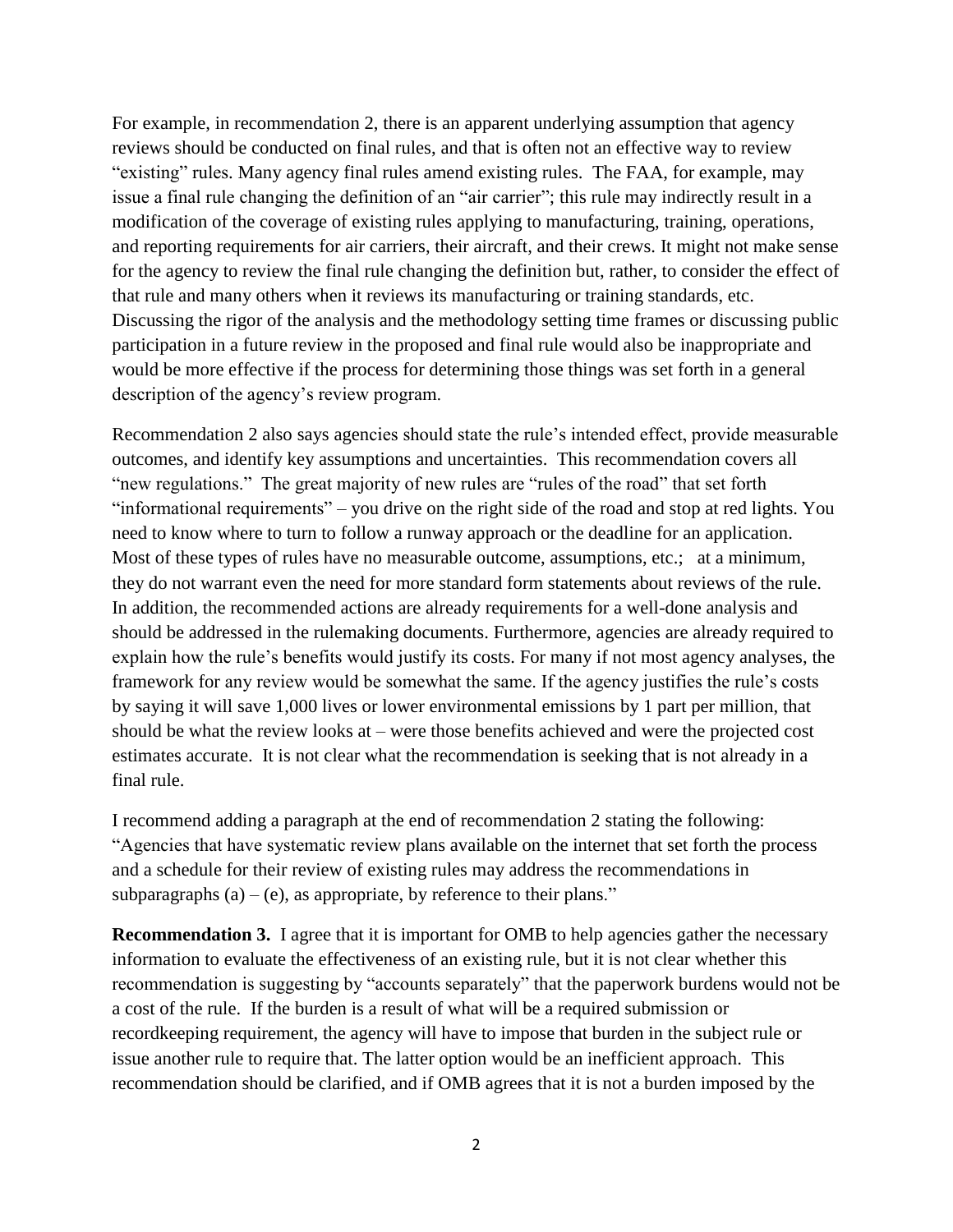For example, in recommendation 2, there is an apparent underlying assumption that agency reviews should be conducted on final rules, and that is often not an effective way to review "existing" rules. Many agency final rules amend existing rules. The FAA, for example, may issue a final rule changing the definition of an "air carrier"; this rule may indirectly result in a modification of the coverage of existing rules applying to manufacturing, training, operations, and reporting requirements for air carriers, their aircraft, and their crews. It might not make sense for the agency to review the final rule changing the definition but, rather, to consider the effect of that rule and many others when it reviews its manufacturing or training standards, etc. Discussing the rigor of the analysis and the methodology setting time frames or discussing public participation in a future review in the proposed and final rule would also be inappropriate and would be more effective if the process for determining those things was set forth in a general description of the agency's review program.

Recommendation 2 also says agencies should state the rule's intended effect, provide measurable outcomes, and identify key assumptions and uncertainties. This recommendation covers all "new regulations." The great majority of new rules are "rules of the road" that set forth "informational requirements" – you drive on the right side of the road and stop at red lights. You need to know where to turn to follow a runway approach or the deadline for an application. Most of these types of rules have no measurable outcome, assumptions, etc.; at a minimum, they do not warrant even the need for more standard form statements about reviews of the rule. In addition, the recommended actions are already requirements for a well-done analysis and should be addressed in the rulemaking documents. Furthermore, agencies are already required to explain how the rule's benefits would justify its costs. For many if not most agency analyses, the framework for any review would be somewhat the same. If the agency justifies the rule's costs by saying it will save 1,000 lives or lower environmental emissions by 1 part per million, that should be what the review looks at – were those benefits achieved and were the projected cost estimates accurate. It is not clear what the recommendation is seeking that is not already in a final rule.

I recommend adding a paragraph at the end of recommendation 2 stating the following: "Agencies that have systematic review plans available on the internet that set forth the process and a schedule for their review of existing rules may address the recommendations in subparagraphs (a) – (e), as appropriate, by reference to their plans."

**Recommendation 3.** I agree that it is important for OMB to help agencies gather the necessary information to evaluate the effectiveness of an existing rule, but it is not clear whether this recommendation is suggesting by "accounts separately" that the paperwork burdens would not be a cost of the rule. If the burden is a result of what will be a required submission or recordkeeping requirement, the agency will have to impose that burden in the subject rule or issue another rule to require that. The latter option would be an inefficient approach. This recommendation should be clarified, and if OMB agrees that it is not a burden imposed by the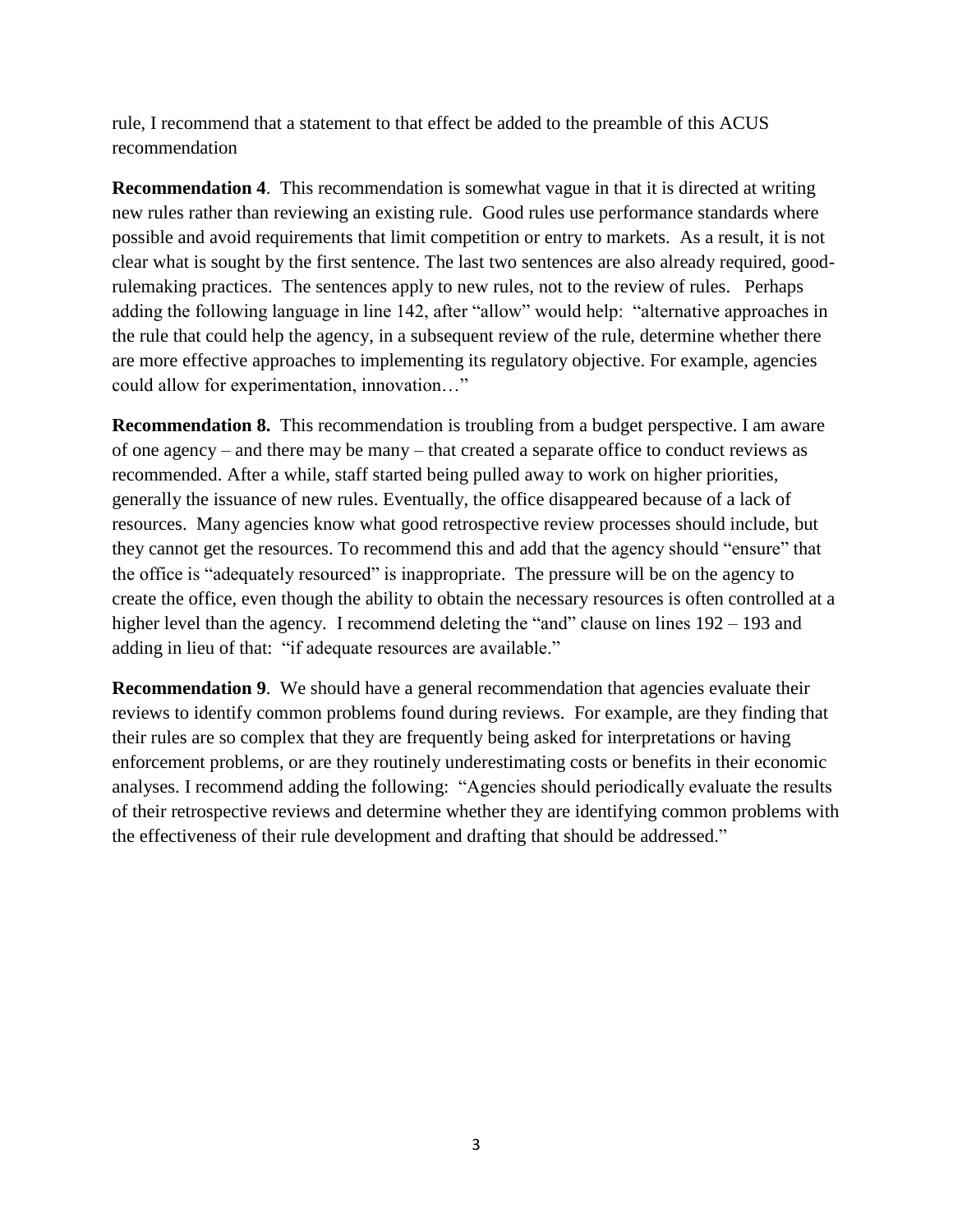rule, I recommend that a statement to that effect be added to the preamble of this ACUS recommendation

**Recommendation 4**. This recommendation is somewhat vague in that it is directed at writing new rules rather than reviewing an existing rule. Good rules use performance standards where possible and avoid requirements that limit competition or entry to markets. As a result, it is not clear what is sought by the first sentence. The last two sentences are also already required, good-rulemaking practices. The sentences apply to new rules, not to the review of rules. Perhaps adding the following language in line 142, after "allow" would help: "alternative approaches in the rule that could help the agency, in a subsequent review of the rule, determine whether there are more effective approaches to implementing its regulatory objective. For example, agencies could allow for experimentation, innovation…"

**Recommendation 8.** This recommendation is troubling from a budget perspective. I am aware of one agency – and there may be many – that created a separate office to conduct reviews as recommended. After a while, staff started being pulled away to work on higher priorities, generally the issuance of new rules. Eventually, the office disappeared because of a lack of resources. Many agencies know what good retrospective review processes should include, but they cannot get the resources. To recommend this and add that the agency should "ensure" that the office is "adequately resourced" is inappropriate. The pressure will be on the agency to create the office, even though the ability to obtain the necessary resources is often controlled at a higher level than the agency. I recommend deleting the "and" clause on lines 192 – 193 and adding in lieu of that: "if adequate resources are available."

**Recommendation 9**. We should have a general recommendation that agencies evaluate their reviews to identify common problems found during reviews. For example, are they finding that their rules are so complex that they are frequently being asked for interpretations or having enforcement problems, or are they routinely underestimating costs or benefits in their economic analyses. I recommend adding the following: "Agencies should periodically evaluate the results of their retrospective reviews and determine whether they are identifying common problems with the effectiveness of their rule development and drafting that should be addressed."